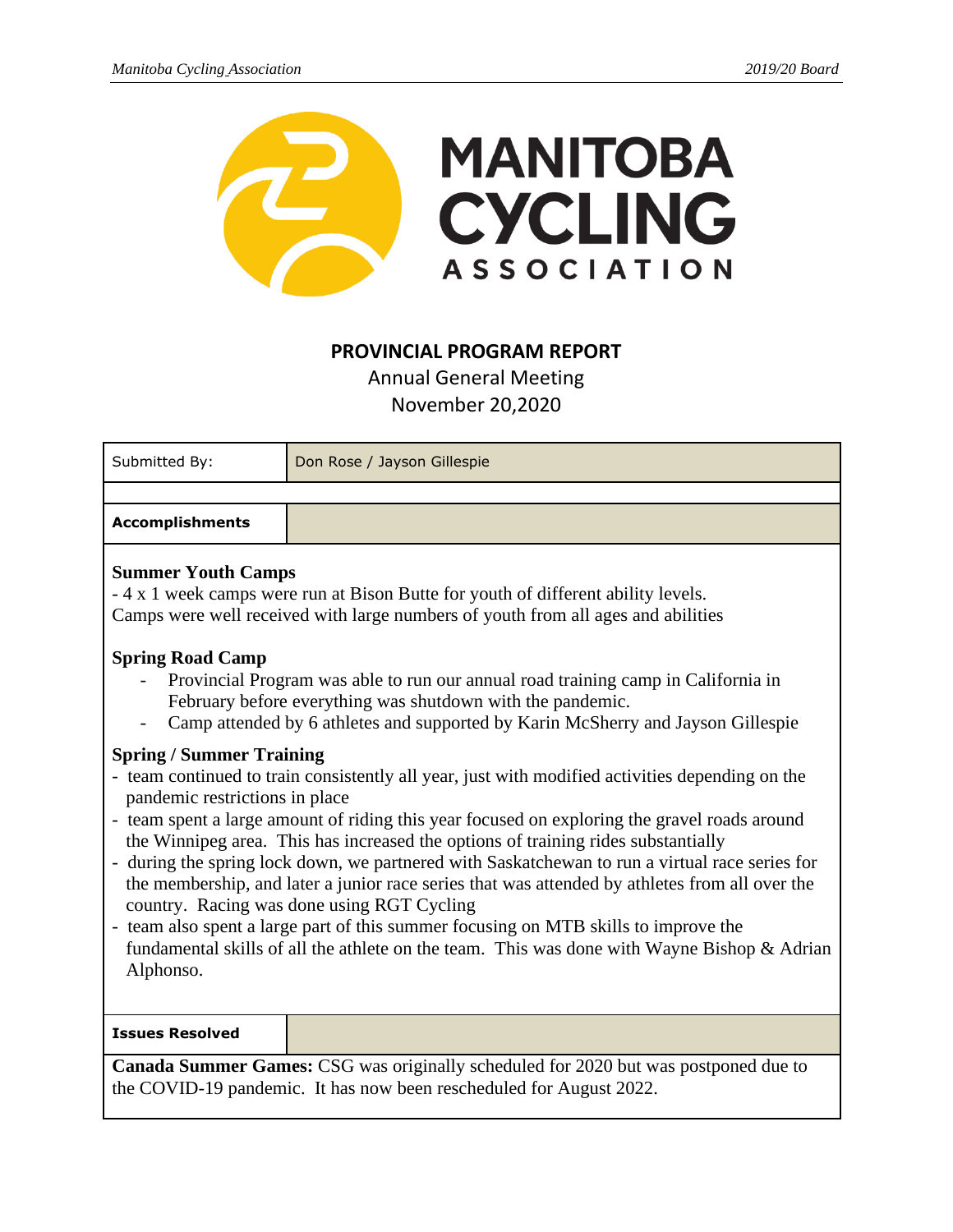# PROVINCIAL PROGRAM REPORT

Annual General Meeting
November 20,2020

| Submitted By: | Don Rose / Jayson Gillespie |
|---|---|

**Accomplishments**

**Summer Youth Camps**
- 4 x 1 week camps were run at Bison Butte for youth of different ability levels.
Camps were well received with large numbers of youth from all ages and abilities

**Spring Road Camp**

- Provincial Program was able to run our annual road training camp in California in February before everything was shutdown with the pandemic.
- Camp attended by 6 athletes and supported by Karin McSherry and Jayson Gillespie

**Spring / Summer Training**

- team continued to train consistently all year, just with modified activities depending on the pandemic restrictions in place
- team spent a large amount of riding this year focused on exploring the gravel roads around the Winnipeg area. This has increased the options of training rides substantially
- during the spring lock down, we partnered with Saskatchewan to run a virtual race series for the membership, and later a junior race series that was attended by athletes from all over the country. Racing was done using RGT Cycling
- team also spent a large part of this summer focusing on MTB skills to improve the fundamental skills of all the athlete on the team. This was done with Wayne Bishop & Adrian Alphonso.

**Issues Resolved**

**Canada Summer Games:** CSG was originally scheduled for 2020 but was postponed due to the COVID-19 pandemic. It has now been rescheduled for August 2022.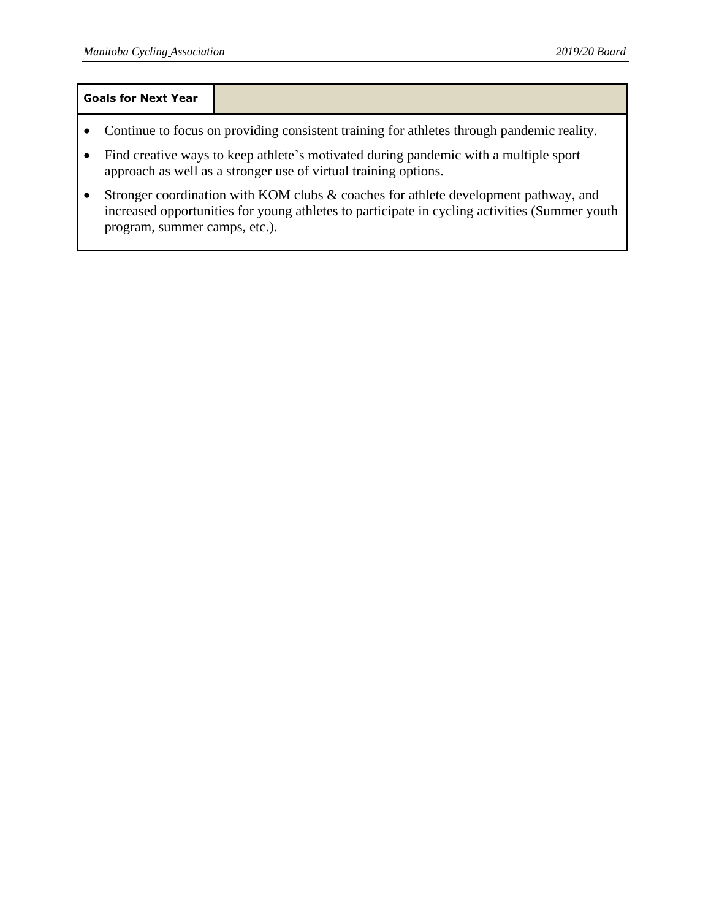| Goals for Next Year | |
| --- | --- |

- Continue to focus on providing consistent training for athletes through pandemic reality.
- Find creative ways to keep athlete's motivated during pandemic with a multiple sport approach as well as a stronger use of virtual training options.
- Stronger coordination with KOM clubs & coaches for athlete development pathway, and increased opportunities for young athletes to participate in cycling activities (Summer youth program, summer camps, etc.).